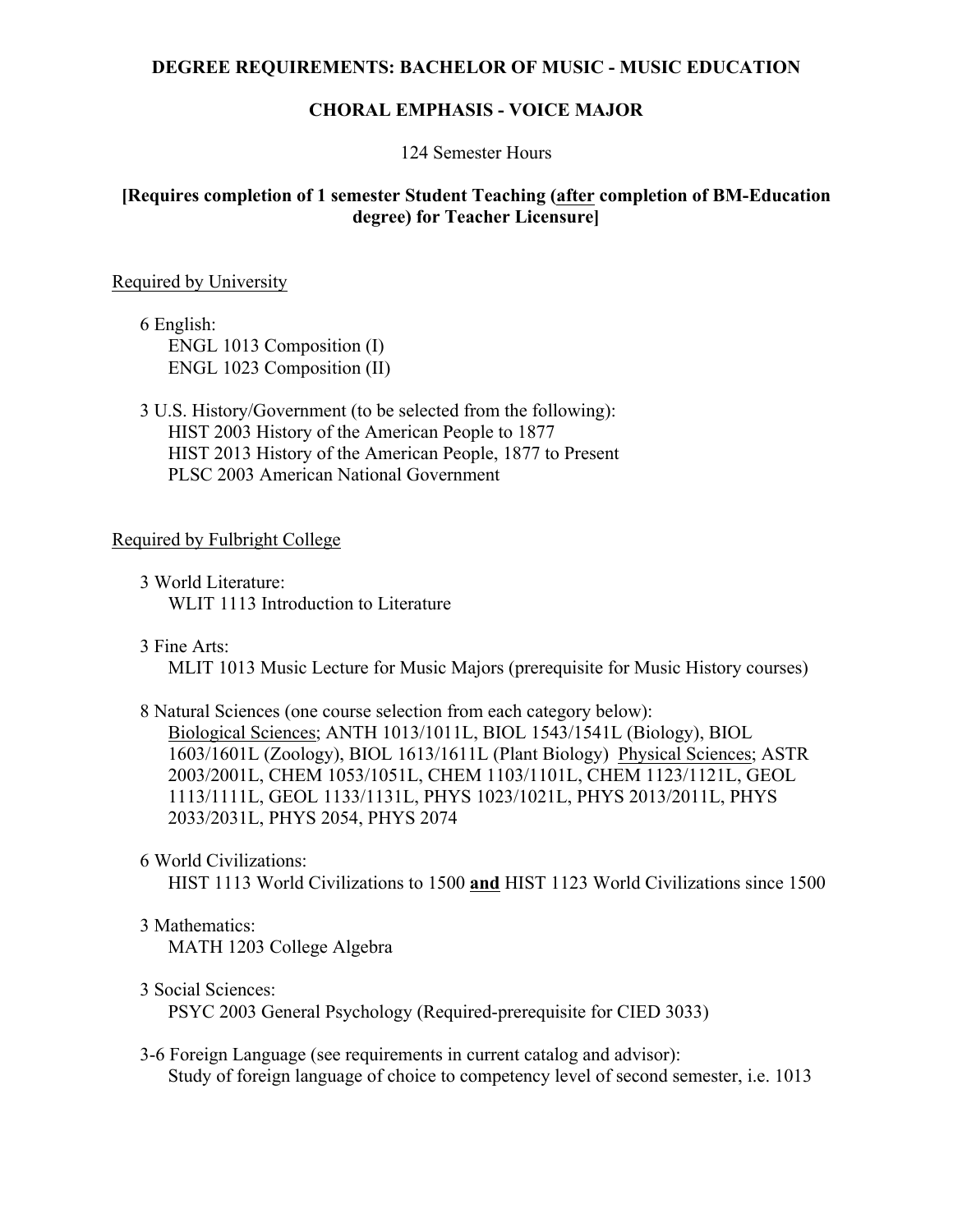# DEGREE REQUIREMENTS: BACHELOR OF MUSIC - MUSIC EDUCATION

## CHORAL EMPHASIS - VOICE MAJOR

124 Semester Hours

**[Requires completion of 1 semester Student Teaching (<u>after</u> completion of BM-Education degree) for Teacher Licensure]**

<u>Required by University</u>

6 English:
- ENGL 1013 Composition (I)
- ENGL 1023 Composition (II)

3 U.S. History/Government (to be selected from the following):
- HIST 2003 History of the American People to 1877
- HIST 2013 History of the American People, 1877 to Present
- PLSC 2003 American National Government

<u>Required by Fulbright College</u>

3 World Literature:
- WLIT 1113 Introduction to Literature

3 Fine Arts:
- MLIT 1013 Music Lecture for Music Majors (prerequisite for Music History courses)

8 Natural Sciences (one course selection from each category below):
<u>Biological Sciences</u>; ANTH 1013/1011L, BIOL 1543/1541L (Biology), BIOL 1603/1601L (Zoology), BIOL 1613/1611L (Plant Biology) <u>Physical Sciences</u>; ASTR 2003/2001L, CHEM 1053/1051L, CHEM 1103/1101L, CHEM 1123/1121L, GEOL 1113/1111L, GEOL 1133/1131L, PHYS 1023/1021L, PHYS 2013/2011L, PHYS 2033/2031L, PHYS 2054, PHYS 2074

6 World Civilizations:
- HIST 1113 World Civilizations to 1500 **<u>and</u>** HIST 1123 World Civilizations since 1500

3 Mathematics:
- MATH 1203 College Algebra

3 Social Sciences:
- PSYC 2003 General Psychology (Required-prerequisite for CIED 3033)

3-6 Foreign Language (see requirements in current catalog and advisor):
- Study of foreign language of choice to competency level of second semester, i.e. 1013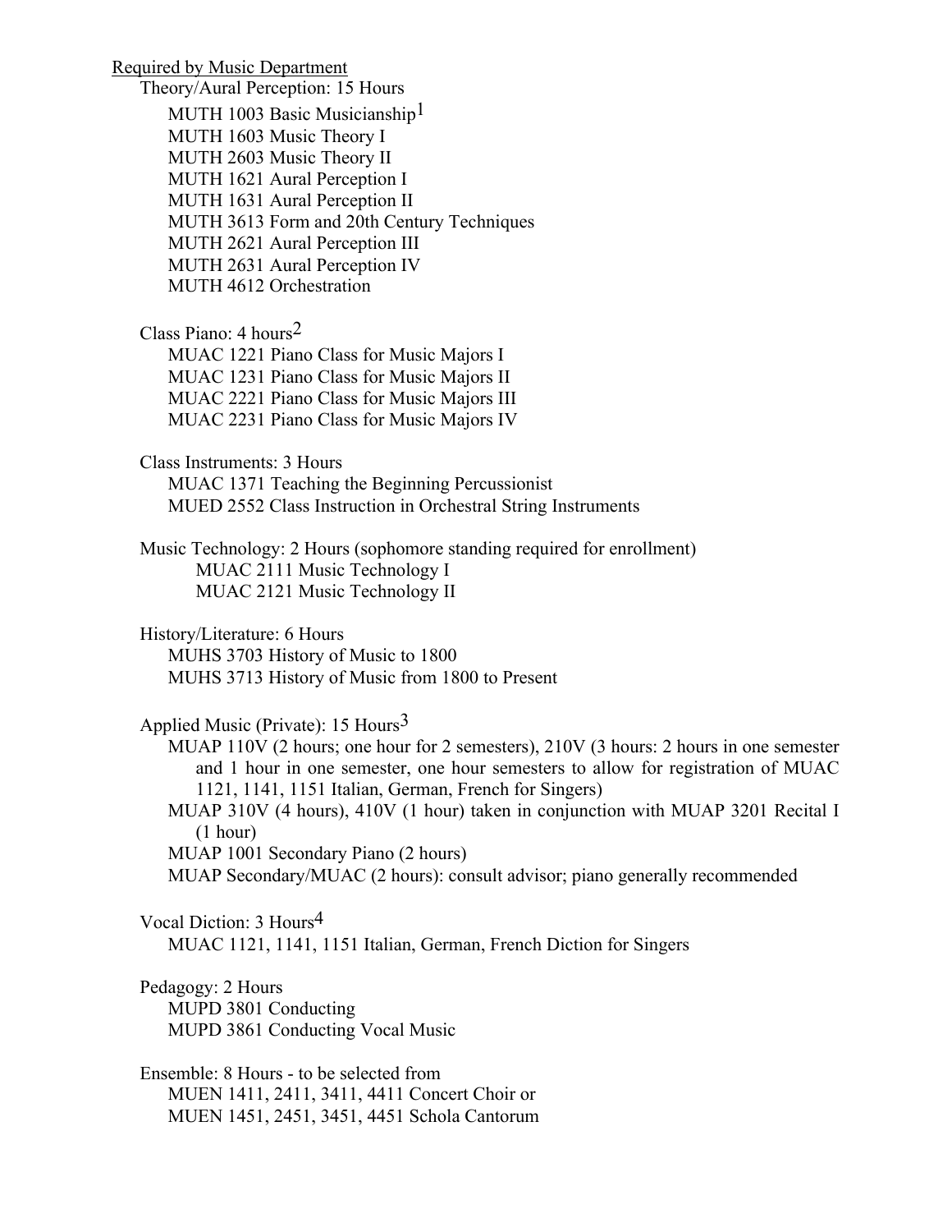Required by Music Department

Theory/Aural Perception: 15 Hours

- MUTH 1003 Basic Musicianship[1]
- MUTH 1603 Music Theory I
- MUTH 2603 Music Theory II
- MUTH 1621 Aural Perception I
- MUTH 1631 Aural Perception II
- MUTH 3613 Form and 20th Century Techniques
- MUTH 2621 Aural Perception III
- MUTH 2631 Aural Perception IV
- MUTH 4612 Orchestration

Class Piano: 4 hours[2]

- MUAC 1221 Piano Class for Music Majors I
- MUAC 1231 Piano Class for Music Majors II
- MUAC 2221 Piano Class for Music Majors III
- MUAC 2231 Piano Class for Music Majors IV

Class Instruments: 3 Hours

- MUAC 1371 Teaching the Beginning Percussionist
- MUED 2552 Class Instruction in Orchestral String Instruments

Music Technology: 2 Hours (sophomore standing required for enrollment)

- MUAC 2111 Music Technology I
- MUAC 2121 Music Technology II

History/Literature: 6 Hours

- MUHS 3703 History of Music to 1800
- MUHS 3713 History of Music from 1800 to Present

Applied Music (Private): 15 Hours[3]

- MUAP 110V (2 hours; one hour for 2 semesters), 210V (3 hours: 2 hours in one semester and 1 hour in one semester, one hour semesters to allow for registration of MUAC 1121, 1141, 1151 Italian, German, French for Singers)
- MUAP 310V (4 hours), 410V (1 hour) taken in conjunction with MUAP 3201 Recital I (1 hour)
- MUAP 1001 Secondary Piano (2 hours)
- MUAP Secondary/MUAC (2 hours): consult advisor; piano generally recommended

Vocal Diction: 3 Hours[4]

- MUAC 1121, 1141, 1151 Italian, German, French Diction for Singers

Pedagogy: 2 Hours

- MUPD 3801 Conducting
- MUPD 3861 Conducting Vocal Music

Ensemble: 8 Hours - to be selected from

- MUEN 1411, 2411, 3411, 4411 Concert Choir or
- MUEN 1451, 2451, 3451, 4451 Schola Cantorum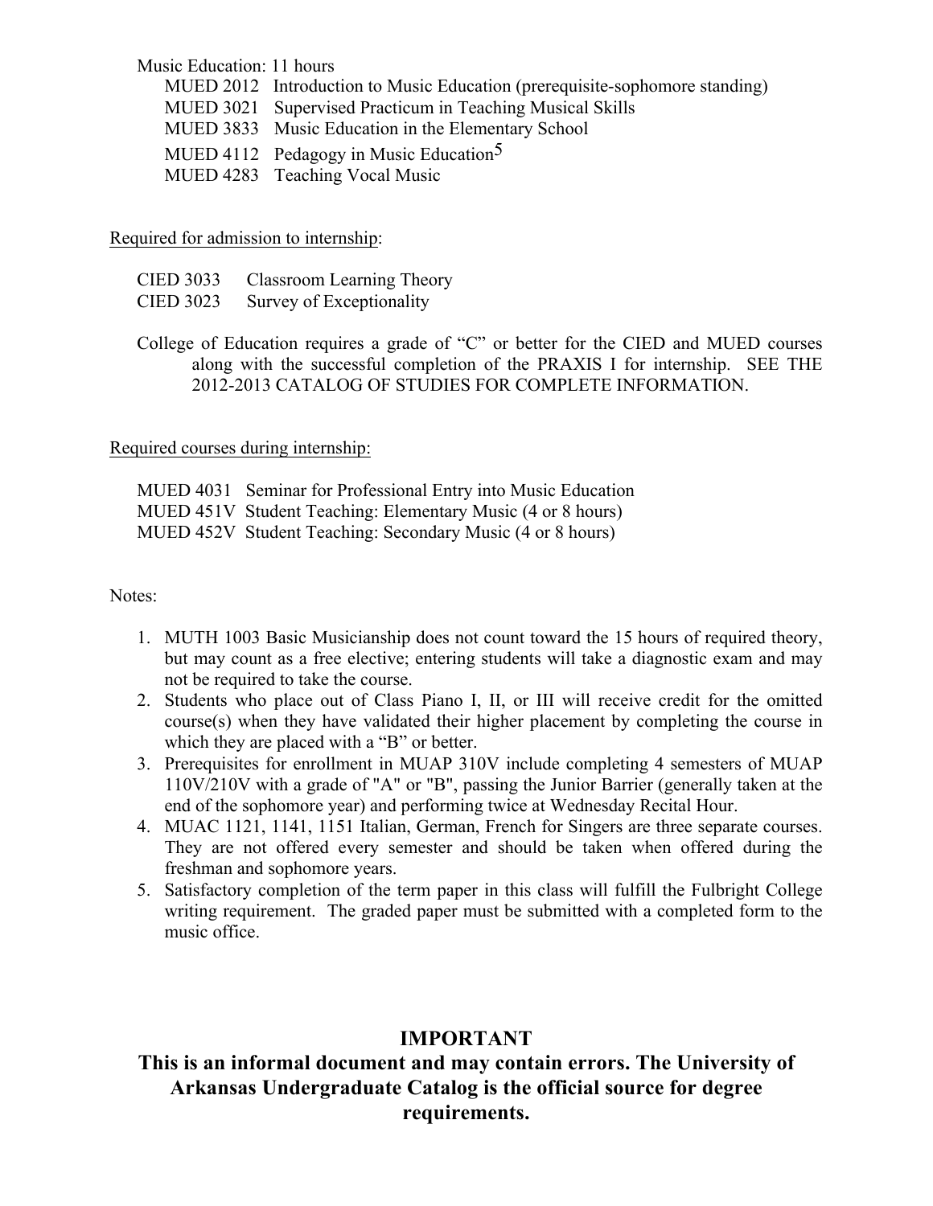Music Education: 11 hours

- MUED 2012 Introduction to Music Education (prerequisite-sophomore standing)
- MUED 3021 Supervised Practicum in Teaching Musical Skills
- MUED 3833 Music Education in the Elementary School
- MUED 4112 Pedagogy in Music Education[5]
- MUED 4283 Teaching Vocal Music

<u>Required for admission to internship</u>:

- CIED 3033 Classroom Learning Theory
- CIED 3023 Survey of Exceptionality

College of Education requires a grade of "C" or better for the CIED and MUED courses along with the successful completion of the PRAXIS I for internship. SEE THE 2012-2013 CATALOG OF STUDIES FOR COMPLETE INFORMATION.

<u>Required courses during internship:</u>

- MUED 4031 Seminar for Professional Entry into Music Education
- MUED 451V Student Teaching: Elementary Music (4 or 8 hours)
- MUED 452V Student Teaching: Secondary Music (4 or 8 hours)

Notes:

1. MUTH 1003 Basic Musicianship does not count toward the 15 hours of required theory, but may count as a free elective; entering students will take a diagnostic exam and may not be required to take the course.
2. Students who place out of Class Piano I, II, or III will receive credit for the omitted course(s) when they have validated their higher placement by completing the course in which they are placed with a "B" or better.
3. Prerequisites for enrollment in MUAP 310V include completing 4 semesters of MUAP 110V/210V with a grade of "A" or "B", passing the Junior Barrier (generally taken at the end of the sophomore year) and performing twice at Wednesday Recital Hour.
4. MUAC 1121, 1141, 1151 Italian, German, French for Singers are three separate courses. They are not offered every semester and should be taken when offered during the freshman and sophomore years.
5. Satisfactory completion of the term paper in this class will fulfill the Fulbright College writing requirement. The graded paper must be submitted with a completed form to the music office.

## IMPORTANT

**This is an informal document and may contain errors. The University of Arkansas Undergraduate Catalog is the official source for degree requirements.**